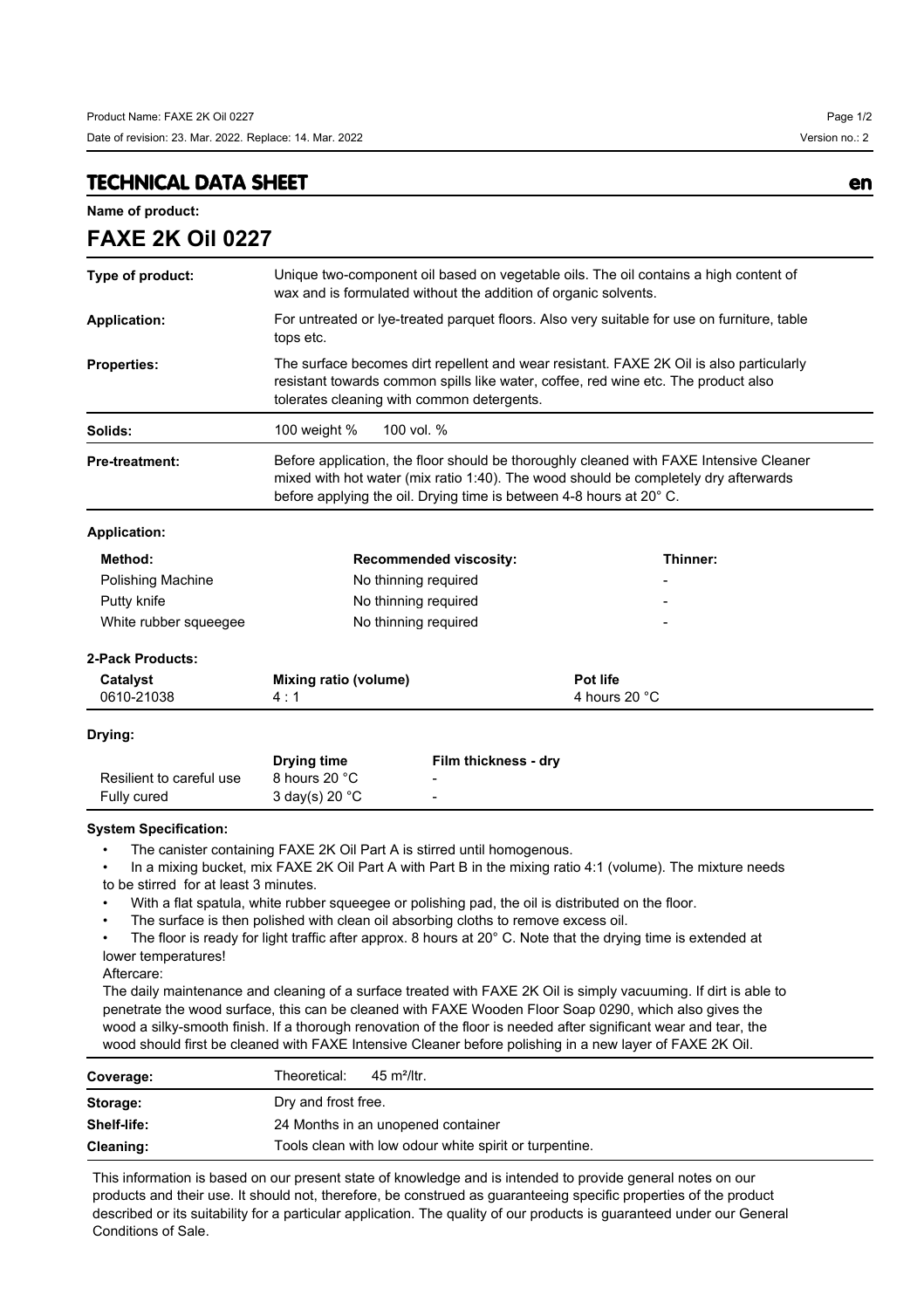# TECHNICAL DATA SHEET

en

**Name of product:**

## FAXE 2K Oil 0227

| | |
|---|---|
| **Type of product:** | Unique two-component oil based on vegetable oils. The oil contains a high content of wax and is formulated without the addition of organic solvents. |
| **Application:** | For untreated or lye-treated parquet floors. Also very suitable for use on furniture, table tops etc. |
| **Properties:** | The surface becomes dirt repellent and wear resistant. FAXE 2K Oil is also particularly resistant towards common spills like water, coffee, red wine etc. The product also tolerates cleaning with common detergents. |
| **Solids:** | 100 weight % 100 vol. % |
| **Pre-treatment:** | Before application, the floor should be thoroughly cleaned with FAXE Intensive Cleaner mixed with hot water (mix ratio 1:40). The wood should be completely dry afterwards before applying the oil. Drying time is between 4-8 hours at 20° C. |

**Application:**

| Method: | Recommended viscosity: | Thinner: |
|---|---|---|
| Polishing Machine | No thinning required | - |
| Putty knife | No thinning required | - |
| White rubber squeegee | No thinning required | - |

**2-Pack Products:**

| Catalyst | Mixing ratio (volume) | Pot life |
|---|---|---|
| 0610-21038 | 4 : 1 | 4 hours 20 °C |

**Drying:**

| | Drying time | Film thickness - dry |
|---|---|---|
| Resilient to careful use | 8 hours 20 °C | - |
| Fully cured | 3 day(s) 20 °C | - |

**System Specification:**

- The canister containing FAXE 2K Oil Part A is stirred until homogenous.
- In a mixing bucket, mix FAXE 2K Oil Part A with Part B in the mixing ratio 4:1 (volume). The mixture needs to be stirred for at least 3 minutes.
- With a flat spatula, white rubber squeegee or polishing pad, the oil is distributed on the floor.
- The surface is then polished with clean oil absorbing cloths to remove excess oil.
- The floor is ready for light traffic after approx. 8 hours at 20° C. Note that the drying time is extended at lower temperatures!

Aftercare:

The daily maintenance and cleaning of a surface treated with FAXE 2K Oil is simply vacuuming. If dirt is able to penetrate the wood surface, this can be cleaned with FAXE Wooden Floor Soap 0290, which also gives the wood a silky-smooth finish. If a thorough renovation of the floor is needed after significant wear and tear, the wood should first be cleaned with FAXE Intensive Cleaner before polishing in a new layer of FAXE 2K Oil.

| | |
|---|---|
| **Coverage:** | Theoretical: 45 m²/ltr. |
| **Storage:** | Dry and frost free. |
| **Shelf-life:** | 24 Months in an unopened container |
| **Cleaning:** | Tools clean with low odour white spirit or turpentine. |

This information is based on our present state of knowledge and is intended to provide general notes on our products and their use. It should not, therefore, be construed as guaranteeing specific properties of the product described or its suitability for a particular application. The quality of our products is guaranteed under our General Conditions of Sale.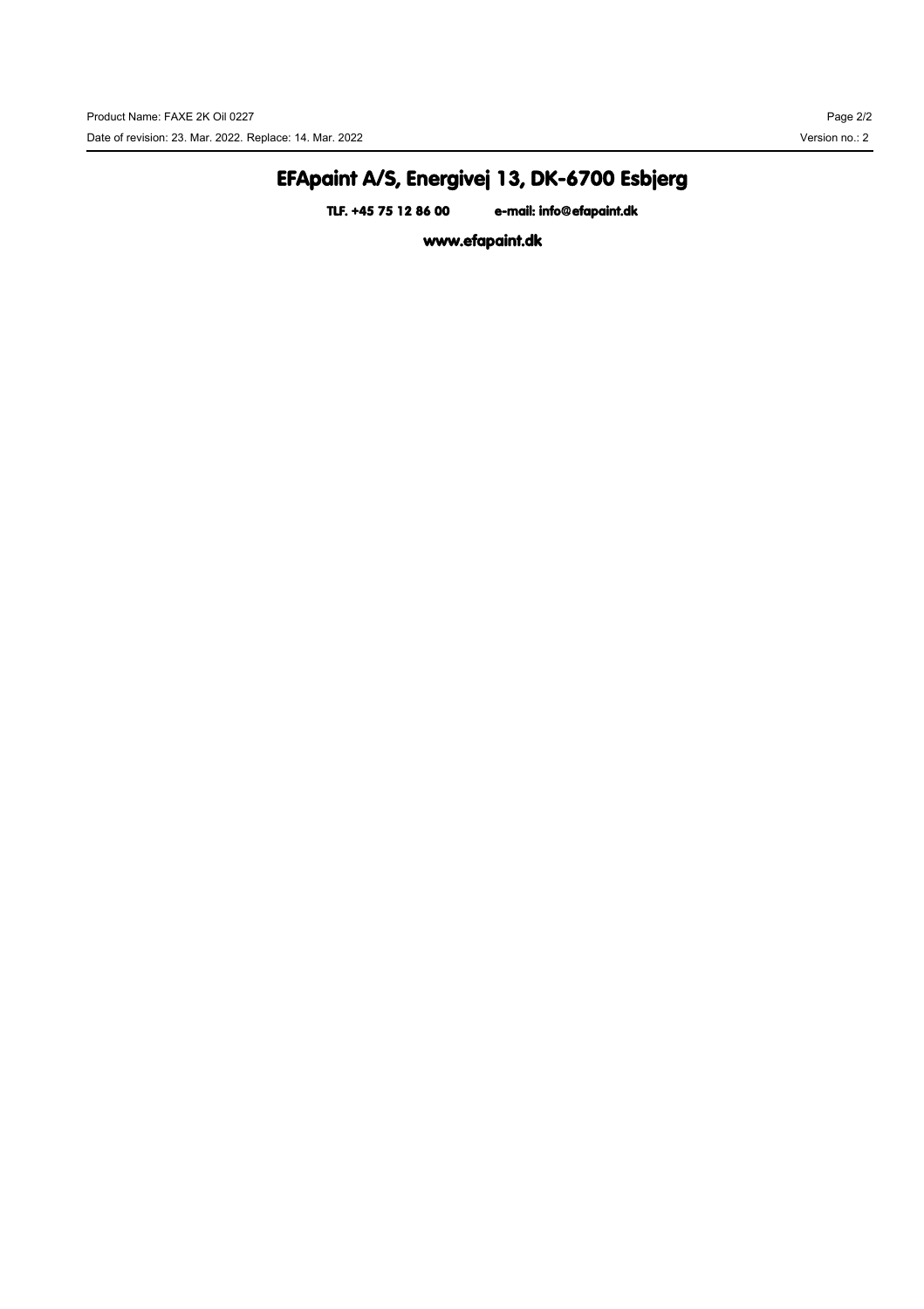# EFApaint A/S, Energivej 13, DK-6700 Esbjerg

**TLF. +45 75 12 86 00 e-mail: info@efapaint.dk**

**www.efapaint.dk**